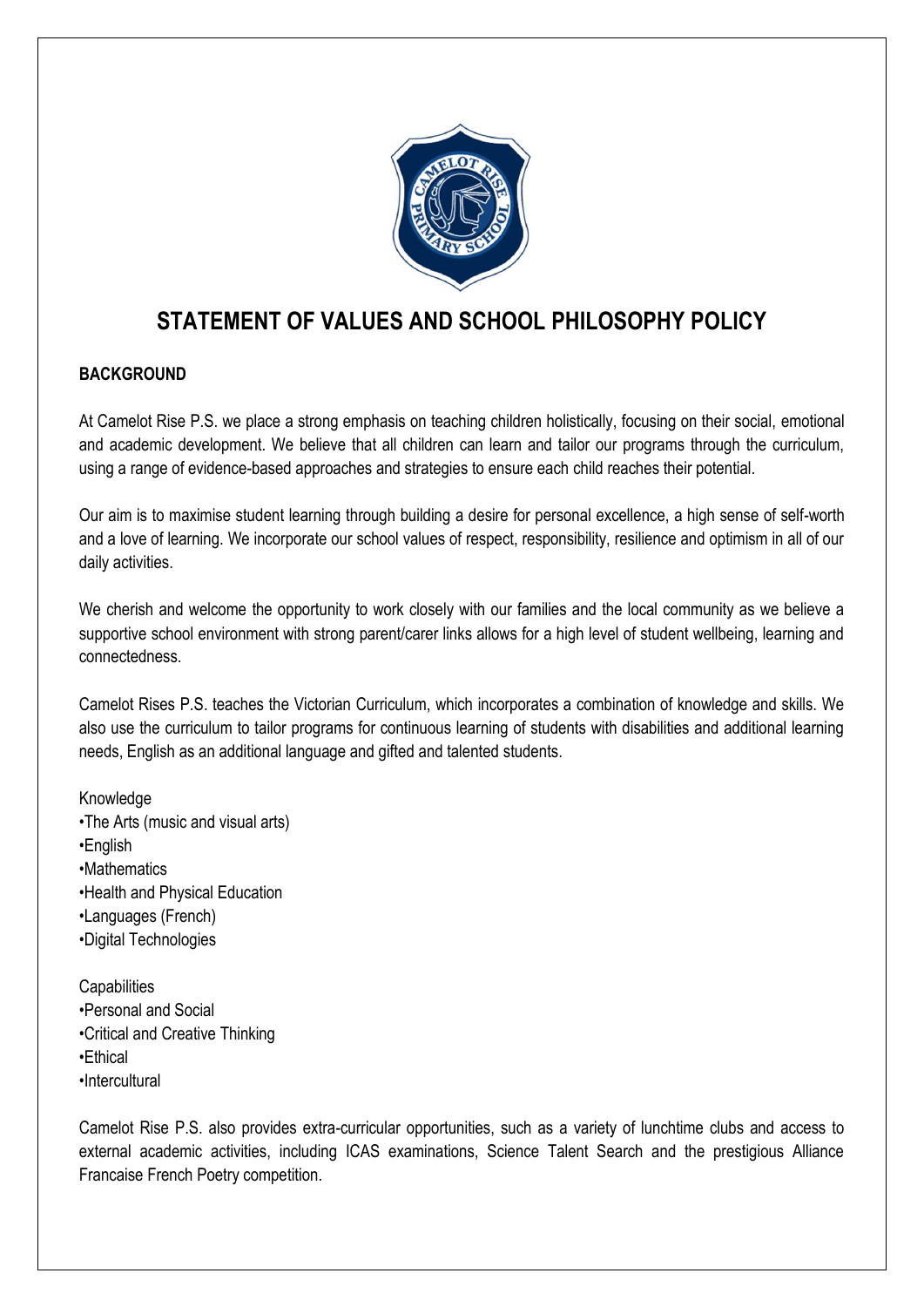# STATEMENT OF VALUES AND SCHOOL PHILOSOPHY POLICY

## BACKGROUND

At Camelot Rise P.S. we place a strong emphasis on teaching children holistically, focusing on their social, emotional and academic development. We believe that all children can learn and tailor our programs through the curriculum, using a range of evidence-based approaches and strategies to ensure each child reaches their potential.

Our aim is to maximise student learning through building a desire for personal excellence, a high sense of self-worth and a love of learning. We incorporate our school values of respect, responsibility, resilience and optimism in all of our daily activities.

We cherish and welcome the opportunity to work closely with our families and the local community as we believe a supportive school environment with strong parent/carer links allows for a high level of student wellbeing, learning and connectedness.

Camelot Rises P.S. teaches the Victorian Curriculum, which incorporates a combination of knowledge and skills. We also use the curriculum to tailor programs for continuous learning of students with disabilities and additional learning needs, English as an additional language and gifted and talented students.

Knowledge
- The Arts (music and visual arts)
- English
- Mathematics
- Health and Physical Education
- Languages (French)
- Digital Technologies

Capabilities
- Personal and Social
- Critical and Creative Thinking
- Ethical
- Intercultural

Camelot Rise P.S. also provides extra-curricular opportunities, such as a variety of lunchtime clubs and access to external academic activities, including ICAS examinations, Science Talent Search and the prestigious Alliance Francaise French Poetry competition.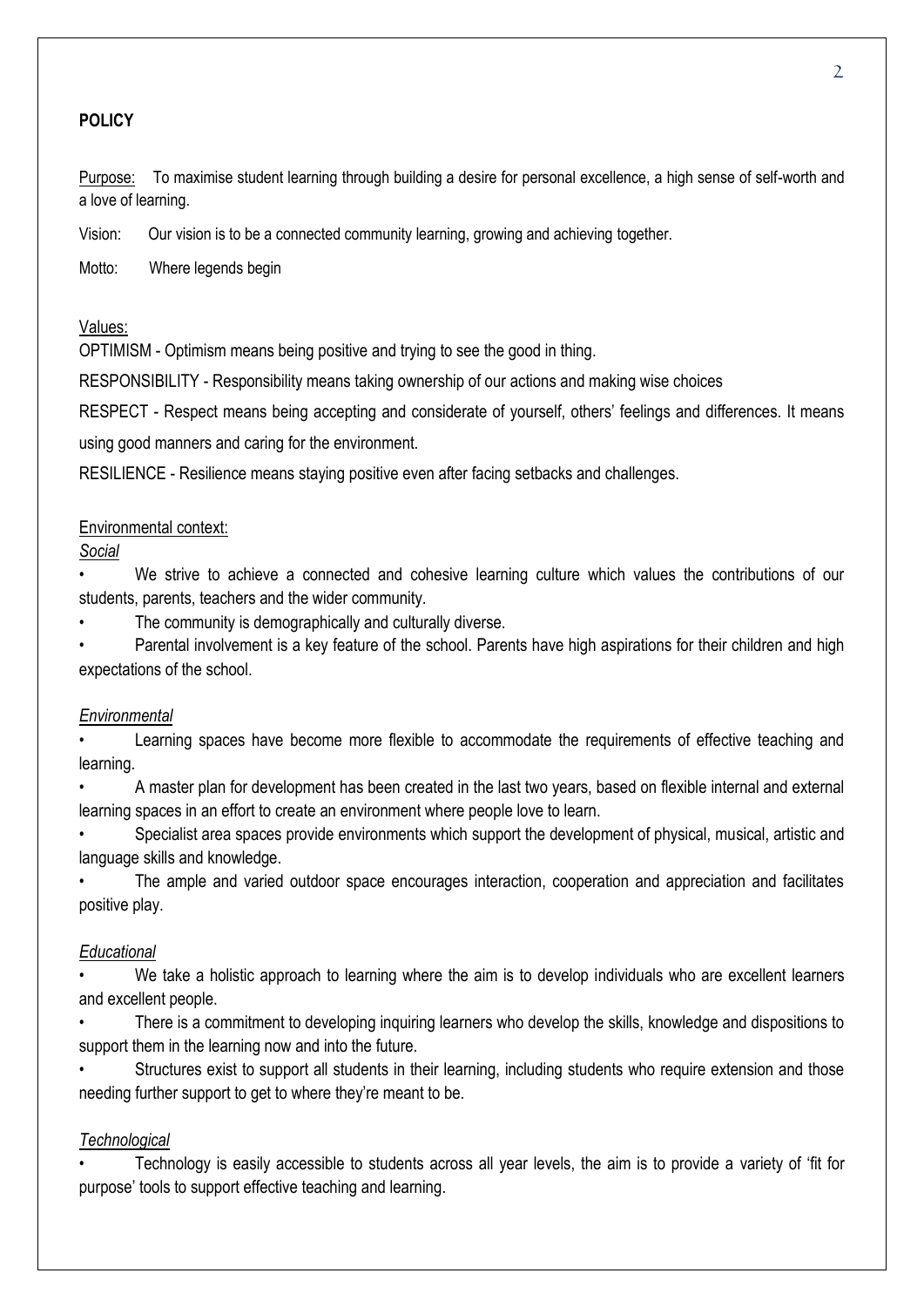**POLICY**

Purpose: To maximise student learning through building a desire for personal excellence, a high sense of self-worth and a love of learning.

Vision: Our vision is to be a connected community learning, growing and achieving together.

Motto: Where legends begin

Values:

OPTIMISM - Optimism means being positive and trying to see the good in thing.

RESPONSIBILITY - Responsibility means taking ownership of our actions and making wise choices

RESPECT - Respect means being accepting and considerate of yourself, others' feelings and differences. It means using good manners and caring for the environment.

RESILIENCE - Resilience means staying positive even after facing setbacks and challenges.

Environmental context:

*Social*

- We strive to achieve a connected and cohesive learning culture which values the contributions of our students, parents, teachers and the wider community.
- The community is demographically and culturally diverse.
- Parental involvement is a key feature of the school. Parents have high aspirations for their children and high expectations of the school.

*Environmental*

- Learning spaces have become more flexible to accommodate the requirements of effective teaching and learning.
- A master plan for development has been created in the last two years, based on flexible internal and external learning spaces in an effort to create an environment where people love to learn.
- Specialist area spaces provide environments which support the development of physical, musical, artistic and language skills and knowledge.
- The ample and varied outdoor space encourages interaction, cooperation and appreciation and facilitates positive play.

*Educational*

- We take a holistic approach to learning where the aim is to develop individuals who are excellent learners and excellent people.
- There is a commitment to developing inquiring learners who develop the skills, knowledge and dispositions to support them in the learning now and into the future.
- Structures exist to support all students in their learning, including students who require extension and those needing further support to get to where they're meant to be.

*Technological*

- Technology is easily accessible to students across all year levels, the aim is to provide a variety of 'fit for purpose' tools to support effective teaching and learning.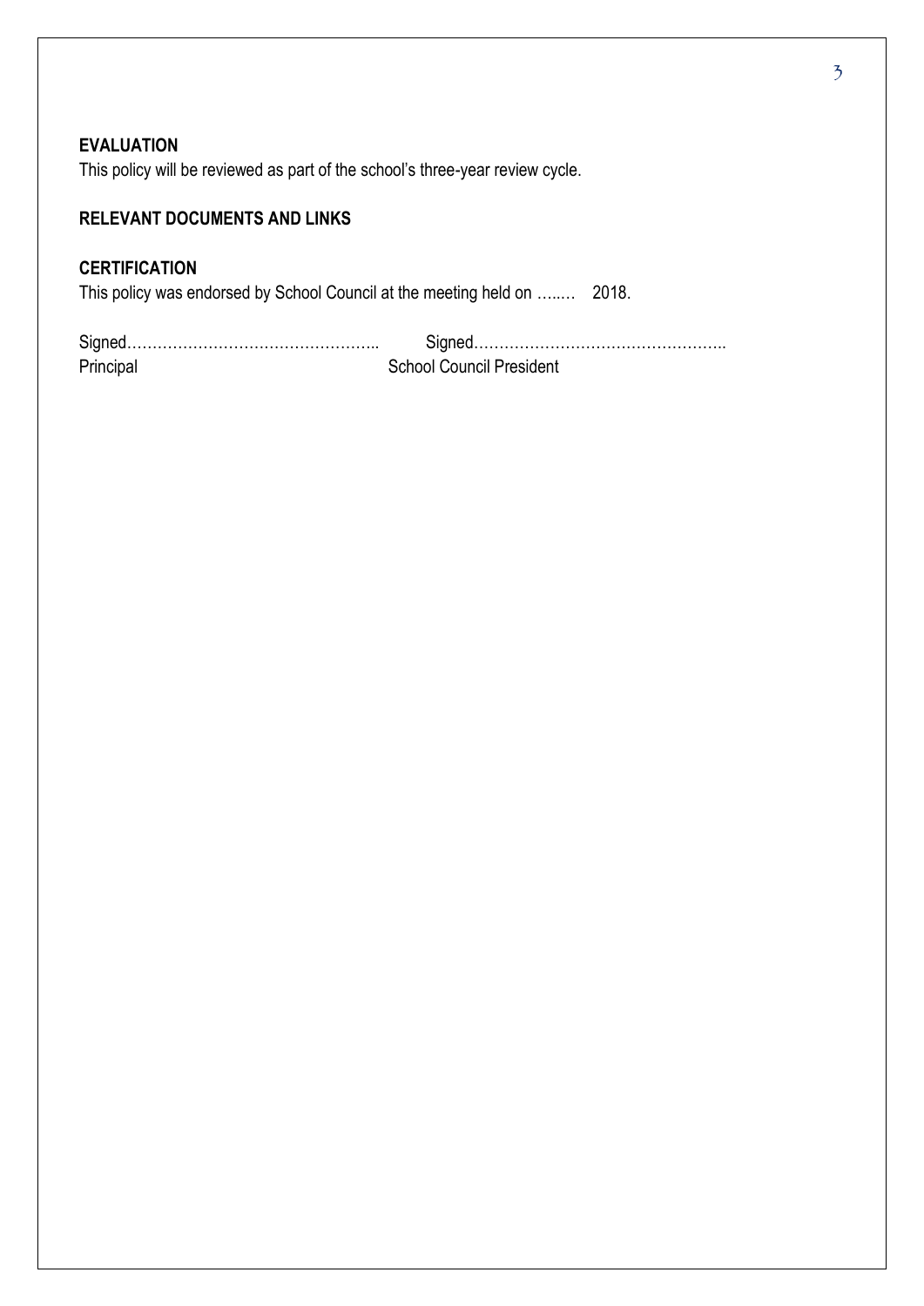## EVALUATION

This policy will be reviewed as part of the school's three-year review cycle.

## RELEVANT DOCUMENTS AND LINKS

## CERTIFICATION

This policy was endorsed by School Council at the meeting held on …..… 2018.

Signed………………………………………….. Signed…………………………………………..

Principal School Council President